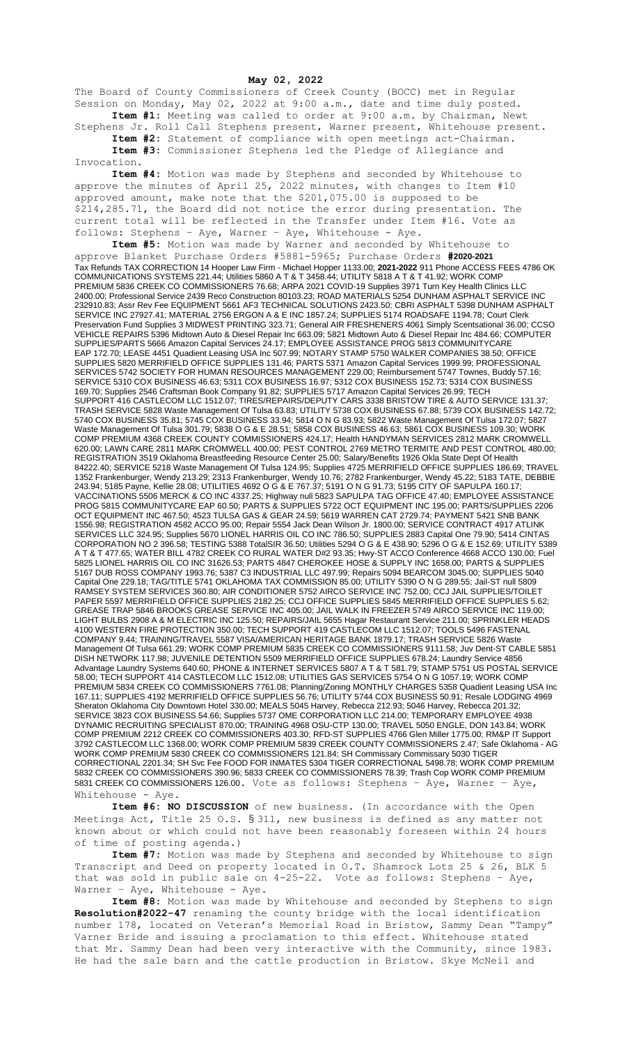**May 02, 2022**

The Board of County Commissioners of Creek County (BOCC) met in Regular Session on Monday, May 02, 2022 at 9:00 a.m., date and time duly posted.

**Item #1:** Meeting was called to order at 9:00 a.m. by Chairman, Newt Stephens Jr. Roll Call Stephens present, Warner present, Whitehouse present.

**Item #2:** Statement of compliance with open meetings act-Chairman.

**Item #3:** Commissioner Stephens led the Pledge of Allegiance and Invocation.

**Item #4:** Motion was made by Stephens and seconded by Whitehouse to approve the minutes of April 25, 2022 minutes, with changes to Item #10 approved amount, make note that the $201,075.00 is supposed to be $214,285.71, the Board did not notice the error during presentation. The current total will be reflected in the Transfer under Item #16. Vote as follows: Stephens – Aye, Warner – Aye, Whitehouse - Aye.

**Item #5:** Motion was made by Warner and seconded by Whitehouse to approve Blanket Purchase Orders #5881-5965; Purchase Orders **#2020-2021** Tax Refunds TAX CORRECTION 14 Hooper Law Firm - Michael Hopper 1133.00; **2021-2022** 911 Phone ACCESS FEES 4786 OK COMMUNICATIONS SYSTEMS 221.44; Utilities 5860 A T & T 3458.44; UTILITY 5818 A T & T 41.92; WORK COMP PREMIUM 5836 CREEK CO COMMISSIONERS 76.68; ARPA 2021 COVID-19 Supplies 3971 Turn Key Health Clinics LLC 2400.00; Professional Service 2439 Reco Construction 80103.23; ROAD MATERIALS 5254 DUNHAM ASPHALT SERVICE INC 232910.83; Assr Rev Fee EQUIPMENT 5661 AF3 TECHNICAL SOLUTIONS 2423.50; CBRI ASPHALT 5398 DUNHAM ASPHALT SERVICE INC 27927.41; MATERIAL 2756 ERGON A & E INC 1857.24; SUPPLIES 5174 ROADSAFE 1194.78; Court Clerk Preservation Fund Supplies 3 MIDWEST PRINTING 323.71; General AIR FRESHENERS 4061 Simply Scentsational 36.00; CCSO VEHICLE REPAIRS 5396 Midtown Auto & Diesel Repair Inc 663.09; 5821 Midtown Auto & Diesel Repair Inc 484.66; COMPUTER SUPPLIES/PARTS 5666 Amazon Capital Services 24.17; EMPLOYEE ASSISTANCE PROG 5813 COMMUNITYCARE EAP 172.70; LEASE 4451 Quadient Leasing USA Inc 507.99; NOTARY STAMP 5750 WALKER COMPANIES 38.50; OFFICE SUPPLIES 5820 MERRIFIELD OFFICE SUPPLIES 131.46; PARTS 5371 Amazon Capital Services 1999.99; PROFESSIONAL SERVICES 5742 SOCIETY FOR HUMAN RESOURCES MANAGEMENT 229.00; Reimbursement 5747 Townes, Buddy 57.16; SERVICE 5310 COX BUSINESS 46.63; 5311 COX BUSINESS 16.97; 5312 COX BUSINESS 152.73; 5314 COX BUSINESS 169.70; Supplies 2546 Craftsman Book Company 91.82; SUPPLIES 5717 Amazon Capital Services 26.99; TECH SUPPORT 416 CASTLECOM LLC 1512.07; TIRES/REPAIRS/DEPUTY CARS 3338 BRISTOW TIRE & AUTO SERVICE 131.37; TRASH SERVICE 5828 Waste Management Of Tulsa 63.83; UTILITY 5738 COX BUSINESS 67.88; 5739 COX BUSINESS 142.72; 5740 COX BUSINESS 35.81; 5745 COX BUSINESS 33.94; 5814 O N G 83.93; 5822 Waste Management Of Tulsa 172.07; 5827 Waste Management Of Tulsa 301.79; 5838 O G & E 28.51; 5858 COX BUSINESS 46.63; 5861 COX BUSINESS 109.30; WORK COMP PREMIUM 4368 CREEK COUNTY COMMISSIONERS 424.17; Health HANDYMAN SERVICES 2812 MARK CROMWELL 620.00; LAWN CARE 2811 MARK CROMWELL 400.00; PEST CONTROL 2769 METRO TERMITE AND PEST CONTROL 480.00; REGISTRATION 3519 Oklahoma Breastfeeding Resource Center 25.00; Salary/Benefits 1926 Okla State Dept Of Health 84222.40; SERVICE 5218 Waste Management Of Tulsa 124.95; Supplies 4725 MERRIFIELD OFFICE SUPPLIES 186.69; TRAVEL 1352 Frankenburger, Wendy 213.29; 2313 Frankenburger, Wendy 10.76; 2782 Frankenburger, Wendy 45.22; 5183 TATE, DEBBIE 243.94; 5185 Payne, Kellie 28.08; UTILITIES 4692 O G & E 767.37; 5191 O N G 91.73; 5195 CITY OF SAPULPA 160.17; VACCINATIONS 5506 MERCK & CO INC 4337.25; Highway null 5823 SAPULPA TAG OFFICE 47.40; EMPLOYEE ASSISTANCE PROG 5815 COMMUNITYCARE EAP 60.50; PARTS & SUPPLIES 5722 OCT EQUIPMENT INC 195.00; PARTS/SUPPLIES 2206 OCT EQUIPMENT INC 467.50; 4523 TULSA GAS & GEAR 24.59; 5619 WARREN CAT 2729.74; PAYMENT 5421 SNB BANK 1556.98; REGISTRATION 4582 ACCO 95.00; Repair 5554 Jack Dean Wilson Jr. 1800.00; SERVICE CONTRACT 4917 ATLINK SERVICES LLC 324.95; Supplies 5670 LIONEL HARRIS OIL CO INC 786.50; SUPPLIES 2883 Capital One 79.90; 5414 CINTAS CORPORATION NO 2 396.58; TESTING 5388 TotalSIR 36.50; Utilities 5294 O G & E 438.90; 5296 O G & E 152.69; UTILITY 5389 A T & T 477.65; WATER BILL 4782 CREEK CO RURAL WATER D#2 93.35; Hwy-ST ACCO Conference 4668 ACCO 130.00; Fuel 5825 LIONEL HARRIS OIL CO INC 31626.53; PARTS 4847 CHEROKEE HOSE & SUPPLY INC 1658.00; PARTS & SUPPLIES 5167 DUB ROSS COMPANY 1993.76; 5387 C3 INDUSTRIAL LLC 497.99; Repairs 5094 BEARCOM 3045.00; SUPPLIES 5040 Capital One 229.18; TAG/TITLE 5741 OKLAHOMA TAX COMMISSION 85.00; UTILITY 5390 O N G 289.55; Jail-ST null 5809 RAMSEY SYSTEM SERVICES 360.80; AIR CONDITIONER 5752 AIRCO SERVICE INC 752.00; CCJ JAIL SUPPLIES/TOILET PAPER 5597 MERRIFIELD OFFICE SUPPLIES 2182.25; CCJ OFFICE SUPPLIES 5845 MERRIFIELD OFFICE SUPPLIES 5.62; GREASE TRAP 5846 BROOKS GREASE SERVICE INC 405.00; JAIL WALK IN FREEZER 5749 AIRCO SERVICE INC 119.00; LIGHT BULBS 2908 A & M ELECTRIC INC 125.50; REPAIRS/JAIL 5655 Hagar Restaurant Service 211.00; SPRINKLER HEADS 4100 WESTERN FIRE PROTECTION 350.00; TECH SUPPORT 419 CASTLECOM LLC 1512.07; TOOLS 5496 FASTENAL COMPANY 9.44; TRAINING/TRAVEL 5587 VISA/AMERICAN HERITAGE BANK 1879.17; TRASH SERVICE 5826 Waste Management Of Tulsa 661.29; WORK COMP PREMIUM 5835 CREEK CO COMMISSIONERS 9111.58; Juv Dent-ST CABLE 5851 DISH NETWORK 117.98; JUVENILE DETENTION 5509 MERRIFIELD OFFICE SUPPLIES 678.24; Laundry Service 4856 Advantage Laundry Systems 640.60; PHONE & INTERNET SERVICES 5807 A T & T 581.79; STAMP 5751 US POSTAL SERVICE 58.00; TECH SUPPORT 414 CASTLECOM LLC 1512.08; UTILITIES GAS SERVICES 5754 O N G 1057.19; WORK COMP PREMIUM 5834 CREEK CO COMMISSIONERS 7761.08; Planning/Zoning MONTHLY CHARGES 5358 Quadient Leasing USA Inc 167.11; SUPPLIES 4192 MERRIFIELD OFFICE SUPPLIES 56.76; UTILITY 5744 COX BUSINESS 50.91; Resale LODGING 4969 Sheraton Oklahoma City Downtown Hotel 330.00; MEALS 5045 Harvey, Rebecca 212.93; 5046 Harvey, Rebecca 201.32; SERVICE 3823 COX BUSINESS 54.66; Supplies 5737 OME CORPORATION LLC 214.00; TEMPORARY EMPLOYEE 4938 DYNAMIC RECRUITING SPECIALIST 870.00; TRAINING 4968 OSU-CTP 130.00; TRAVEL 5050 ENGLE, DON 143.84; WORK COMP PREMIUM 2212 CREEK CO COMMISSIONERS 403.30; RFD-ST SUPPLIES 4766 Glen Miller 1775.00; RM&P IT Support 3792 CASTLECOM LLC 1368.00; WORK COMP PREMIUM 5839 CREEK COUNTY COMMISSIONERS 2.47; Safe Oklahoma - AG WORK COMP PREMIUM 5830 CREEK CO COMMISSIONERS 121.84; SH Commissary Commissary 5030 TIGER CORRECTIONAL 2201.34; SH Svc Fee FOOD FOR INMATES 5304 TIGER CORRECTIONAL 5498.78; WORK COMP PREMIUM 5832 CREEK CO COMMISSIONERS 390.96; 5833 CREEK CO COMMISSIONERS 78.39; Trash Cop WORK COMP PREMIUM 5831 CREEK CO COMMISSIONERS 126.00. Vote as follows: Stephens – Aye, Warner – Aye, Whitehouse - Aye.

**Item #6: NO DISCUSSION** of new business. (In accordance with the Open Meetings Act, Title 25 O.S. § 311, new business is defined as any matter not known about or which could not have been reasonably foreseen within 24 hours of time of posting agenda.)

**Item #7:** Motion was made by Stephens and seconded by Whitehouse to sign Transcript and Deed on property located in O.T. Shamrock Lots 25 & 26, BLK 5 that was sold in public sale on 4-25-22. Vote as follows: Stephens – Aye, Warner – Aye, Whitehouse - Aye.

**Item #8:** Motion was made by Whitehouse and seconded by Stephens to sign **Resolution#2022-47** renaming the county bridge with the local identification number 178, located on Veteran's Memorial Road in Bristow, Sammy Dean "Tampy" Varner Bride and issuing a proclamation to this effect. Whitehouse stated that Mr. Sammy Dean had been very interactive with the Community, since 1983. He had the sale barn and the cattle production in Bristow. Skye McNeil and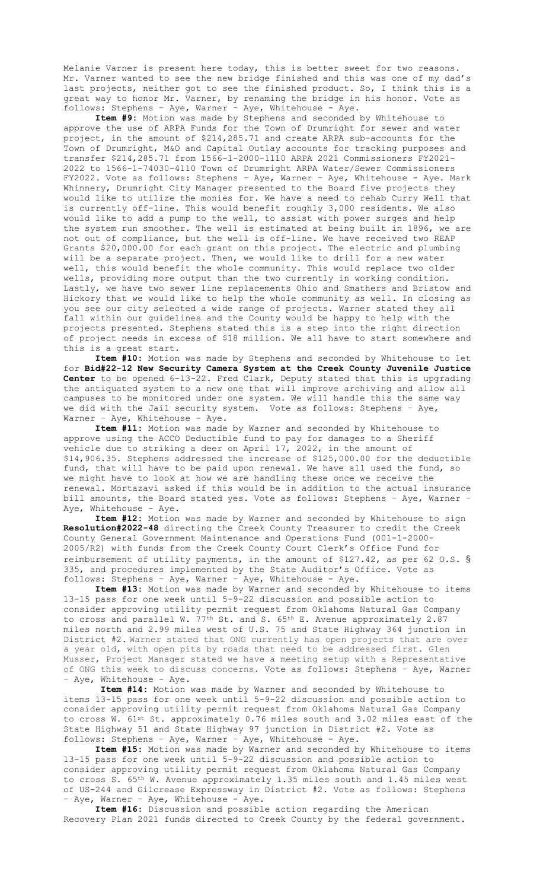Melanie Varner is present here today, this is better sweet for two reasons. Mr. Varner wanted to see the new bridge finished and this was one of my dad's last projects, neither got to see the finished product. So, I think this is a great way to honor Mr. Varner, by renaming the bridge in his honor. Vote as follows: Stephens – Aye, Warner – Aye, Whitehouse - Aye.

**Item #9:** Motion was made by Stephens and seconded by Whitehouse to approve the use of ARPA Funds for the Town of Drumright for sewer and water project, in the amount of $214,285.71 and create ARPA sub-accounts for the Town of Drumright, M&O and Capital Outlay accounts for tracking purposes and transfer $214,285.71 from 1566-1-2000-1110 ARPA 2021 Commissioners FY2021-2022 to 1566-1-74030-4110 Town of Drumright ARPA Water/Sewer Commissioners FY2022. Vote as follows: Stephens – Aye, Warner – Aye, Whitehouse - Aye. Mark Whinnery, Drumright City Manager presented to the Board five projects they would like to utilize the monies for. We have a need to rehab Curry Well that is currently off-line. This would benefit roughly 3,000 residents. We also would like to add a pump to the well, to assist with power surges and help the system run smoother. The well is estimated at being built in 1896, we are not out of compliance, but the well is off-line. We have received two REAP Grants $20,000.00 for each grant on this project. The electric and plumbing will be a separate project. Then, we would like to drill for a new water well, this would benefit the whole community. This would replace two older wells, providing more output than the two currently in working condition. Lastly, we have two sewer line replacements Ohio and Smathers and Bristow and Hickory that we would like to help the whole community as well. In closing as you see our city selected a wide range of projects. Warner stated they all fall within our guidelines and the County would be happy to help with the projects presented. Stephens stated this is a step into the right direction of project needs in excess of $18 million. We all have to start somewhere and this is a great start.

**Item #10:** Motion was made by Stephens and seconded by Whitehouse to let for **Bid#22-12 New Security Camera System at the Creek County Juvenile Justice Center** to be opened 6-13-22. Fred Clark, Deputy stated that this is upgrading the antiquated system to a new one that will improve archiving and allow all campuses to be monitored under one system. We will handle this the same way we did with the Jail security system. Vote as follows: Stephens – Aye, Warner – Aye, Whitehouse - Aye.

**Item #11:** Motion was made by Warner and seconded by Whitehouse to approve using the ACCO Deductible fund to pay for damages to a Sheriff vehicle due to striking a deer on April 17, 2022, in the amount of $14,906.35. Stephens addressed the increase of $125,000.00 for the deductible fund, that will have to be paid upon renewal. We have all used the fund, so we might have to look at how we are handling these once we receive the renewal. Mortazavi asked if this would be in addition to the actual insurance bill amounts, the Board stated yes. Vote as follows: Stephens – Aye, Warner – Aye, Whitehouse - Aye.

**Item #12:** Motion was made by Warner and seconded by Whitehouse to sign **Resolution#2022-48** directing the Creek County Treasurer to credit the Creek County General Government Maintenance and Operations Fund (001-1-2000-2005/R2) with funds from the Creek County Court Clerk's Office Fund for reimbursement of utility payments, in the amount of $127.42, as per 62 O.S. § 335, and procedures implemented by the State Auditor's Office. Vote as follows: Stephens – Aye, Warner – Aye, Whitehouse - Aye.

**Item #13:** Motion was made by Warner and seconded by Whitehouse to items 13-15 pass for one week until 5-9-22 discussion and possible action to consider approving utility permit request from Oklahoma Natural Gas Company to cross and parallel W. 77th St. and S. 65th E. Avenue approximately 2.87 miles north and 2.99 miles west of U.S. 75 and State Highway 364 junction in District #2. Warner stated that ONG currently has open projects that are over a year old, with open pits by roads that need to be addressed first. Glen Musser, Project Manager stated we have a meeting setup with a Representative of ONG this week to discuss concerns. Vote as follows: Stephens – Aye, Warner – Aye, Whitehouse - Aye.

**Item #14:** Motion was made by Warner and seconded by Whitehouse to items 13-15 pass for one week until 5-9-22 discussion and possible action to consider approving utility permit request from Oklahoma Natural Gas Company to cross W. 61st St. approximately 0.76 miles south and 3.02 miles east of the State Highway 51 and State Highway 97 junction in District #2. Vote as follows: Stephens – Aye, Warner – Aye, Whitehouse - Aye.

**Item #15:** Motion was made by Warner and seconded by Whitehouse to items 13-15 pass for one week until 5-9-22 discussion and possible action to consider approving utility permit request from Oklahoma Natural Gas Company to cross S. 65th W. Avenue approximately 1.35 miles south and 1.45 miles west of US-244 and Gilcrease Expressway in District #2. Vote as follows: Stephens – Aye, Warner – Aye, Whitehouse - Aye.

**Item #16:** Discussion and possible action regarding the American Recovery Plan 2021 funds directed to Creek County by the federal government.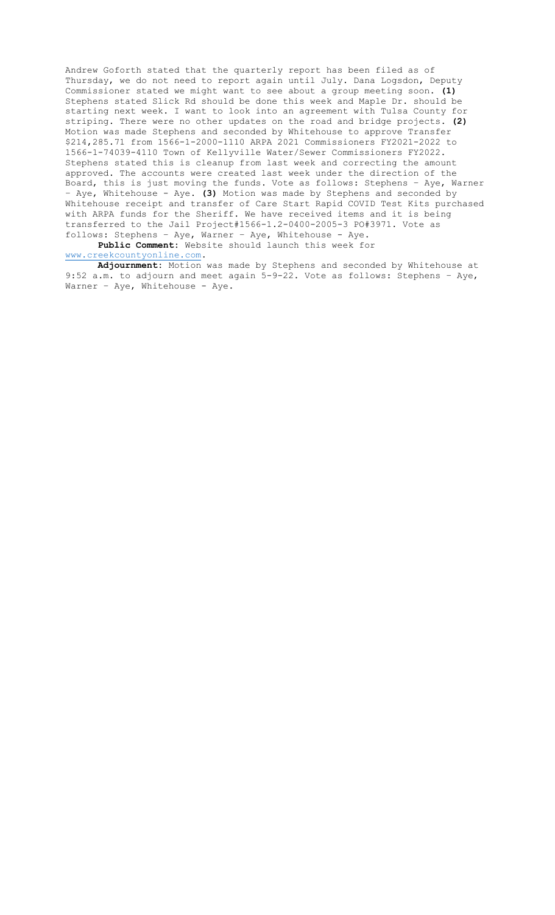Andrew Goforth stated that the quarterly report has been filed as of Thursday, we do not need to report again until July. Dana Logsdon, Deputy Commissioner stated we might want to see about a group meeting soon. **(1)** Stephens stated Slick Rd should be done this week and Maple Dr. should be starting next week. I want to look into an agreement with Tulsa County for striping. There were no other updates on the road and bridge projects. **(2)** Motion was made Stephens and seconded by Whitehouse to approve Transfer $214,285.71 from 1566-1-2000-1110 ARPA 2021 Commissioners FY2021-2022 to 1566-1-74039-4110 Town of Kellyville Water/Sewer Commissioners FY2022. Stephens stated this is cleanup from last week and correcting the amount approved. The accounts were created last week under the direction of the Board, this is just moving the funds. Vote as follows: Stephens – Aye, Warner – Aye, Whitehouse - Aye. **(3)** Motion was made by Stephens and seconded by Whitehouse receipt and transfer of Care Start Rapid COVID Test Kits purchased with ARPA funds for the Sheriff. We have received items and it is being transferred to the Jail Project#1566-1.2-0400-2005-3 PO#3971. Vote as follows: Stephens – Aye, Warner – Aye, Whitehouse - Aye.

**Public Comment**: Website should launch this week for www.creekcountyonline.com.

**Adjournment**: Motion was made by Stephens and seconded by Whitehouse at 9:52 a.m. to adjourn and meet again 5-9-22. Vote as follows: Stephens – Aye, Warner – Aye, Whitehouse - Aye.